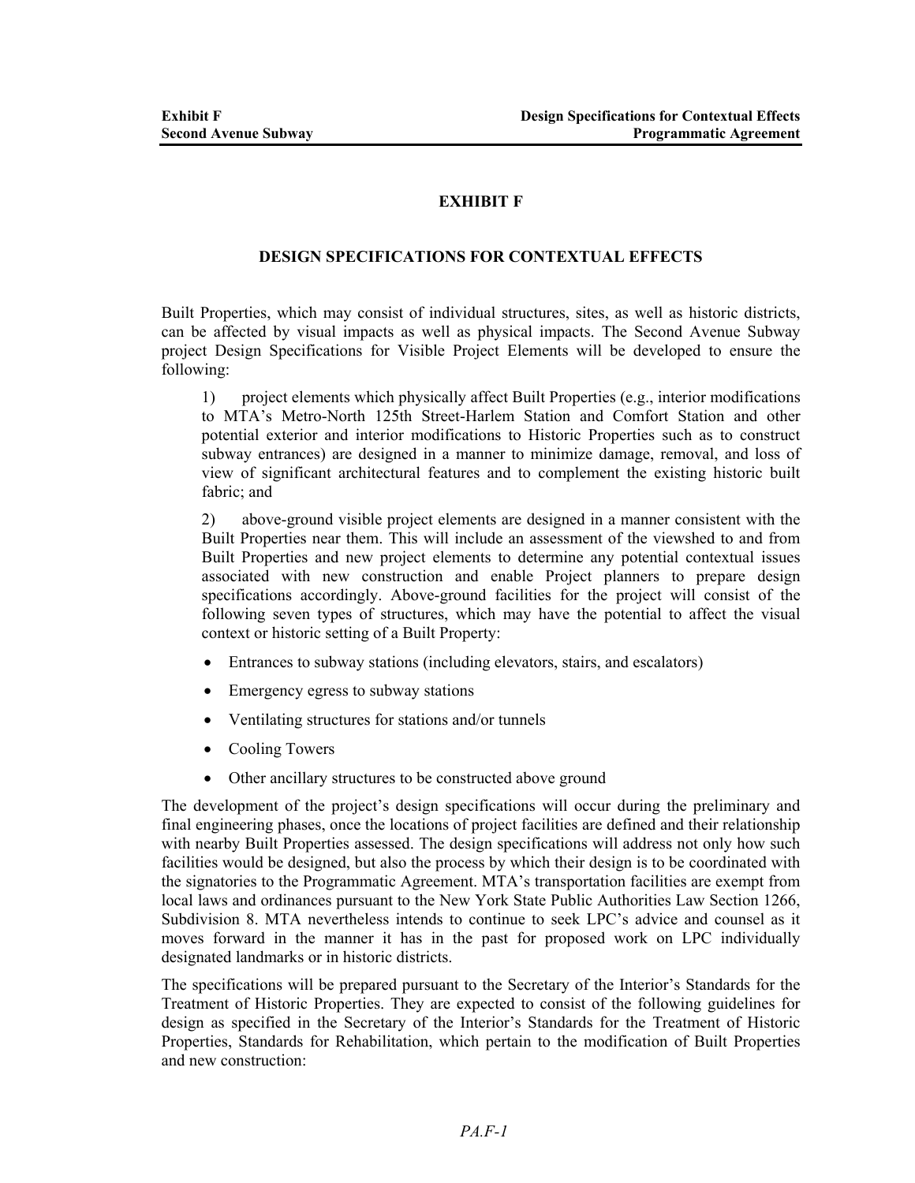# EXHIBIT F

## DESIGN SPECIFICATIONS FOR CONTEXTUAL EFFECTS

Built Properties, which may consist of individual structures, sites, as well as historic districts, can be affected by visual impacts as well as physical impacts. The Second Avenue Subway project Design Specifications for Visible Project Elements will be developed to ensure the following:

1) project elements which physically affect Built Properties (e.g., interior modifications to MTA's Metro-North 125th Street-Harlem Station and Comfort Station and other potential exterior and interior modifications to Historic Properties such as to construct subway entrances) are designed in a manner to minimize damage, removal, and loss of view of significant architectural features and to complement the existing historic built fabric; and

2) above-ground visible project elements are designed in a manner consistent with the Built Properties near them. This will include an assessment of the viewshed to and from Built Properties and new project elements to determine any potential contextual issues associated with new construction and enable Project planners to prepare design specifications accordingly. Above-ground facilities for the project will consist of the following seven types of structures, which may have the potential to affect the visual context or historic setting of a Built Property:

- Entrances to subway stations (including elevators, stairs, and escalators)
- Emergency egress to subway stations
- Ventilating structures for stations and/or tunnels
- Cooling Towers
- Other ancillary structures to be constructed above ground

The development of the project's design specifications will occur during the preliminary and final engineering phases, once the locations of project facilities are defined and their relationship with nearby Built Properties assessed. The design specifications will address not only how such facilities would be designed, but also the process by which their design is to be coordinated with the signatories to the Programmatic Agreement. MTA's transportation facilities are exempt from local laws and ordinances pursuant to the New York State Public Authorities Law Section 1266, Subdivision 8. MTA nevertheless intends to continue to seek LPC's advice and counsel as it moves forward in the manner it has in the past for proposed work on LPC individually designated landmarks or in historic districts.

The specifications will be prepared pursuant to the Secretary of the Interior's Standards for the Treatment of Historic Properties. They are expected to consist of the following guidelines for design as specified in the Secretary of the Interior's Standards for the Treatment of Historic Properties, Standards for Rehabilitation, which pertain to the modification of Built Properties and new construction: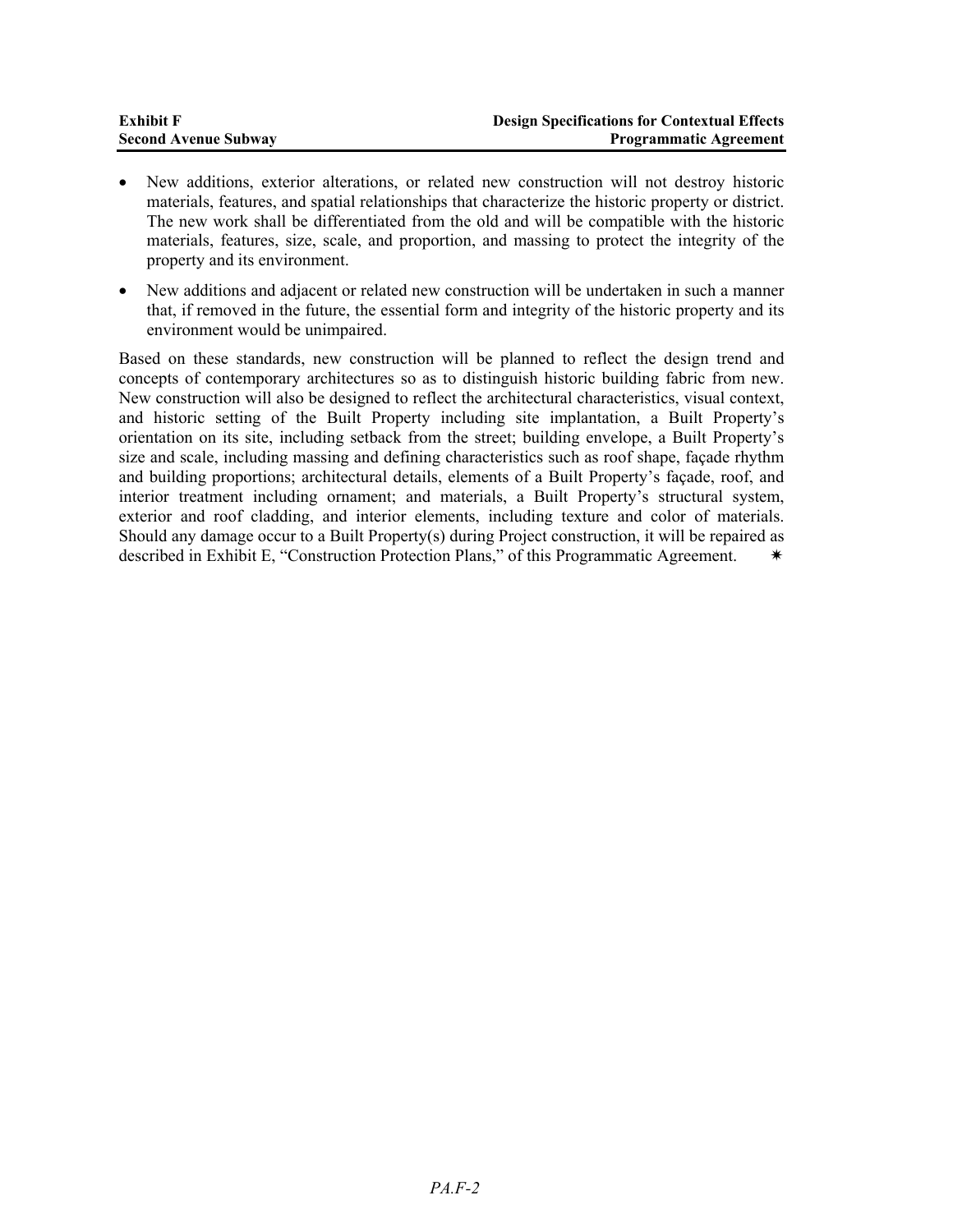- New additions, exterior alterations, or related new construction will not destroy historic materials, features, and spatial relationships that characterize the historic property or district. The new work shall be differentiated from the old and will be compatible with the historic materials, features, size, scale, and proportion, and massing to protect the integrity of the property and its environment.
- New additions and adjacent or related new construction will be undertaken in such a manner that, if removed in the future, the essential form and integrity of the historic property and its environment would be unimpaired.

Based on these standards, new construction will be planned to reflect the design trend and concepts of contemporary architectures so as to distinguish historic building fabric from new. New construction will also be designed to reflect the architectural characteristics, visual context, and historic setting of the Built Property including site implantation, a Built Property's orientation on its site, including setback from the street; building envelope, a Built Property's size and scale, including massing and defining characteristics such as roof shape, façade rhythm and building proportions; architectural details, elements of a Built Property's façade, roof, and interior treatment including ornament; and materials, a Built Property's structural system, exterior and roof cladding, and interior elements, including texture and color of materials. Should any damage occur to a Built Property(s) during Project construction, it will be repaired as described in Exhibit E, "Construction Protection Plans," of this Programmatic Agreement. ✷